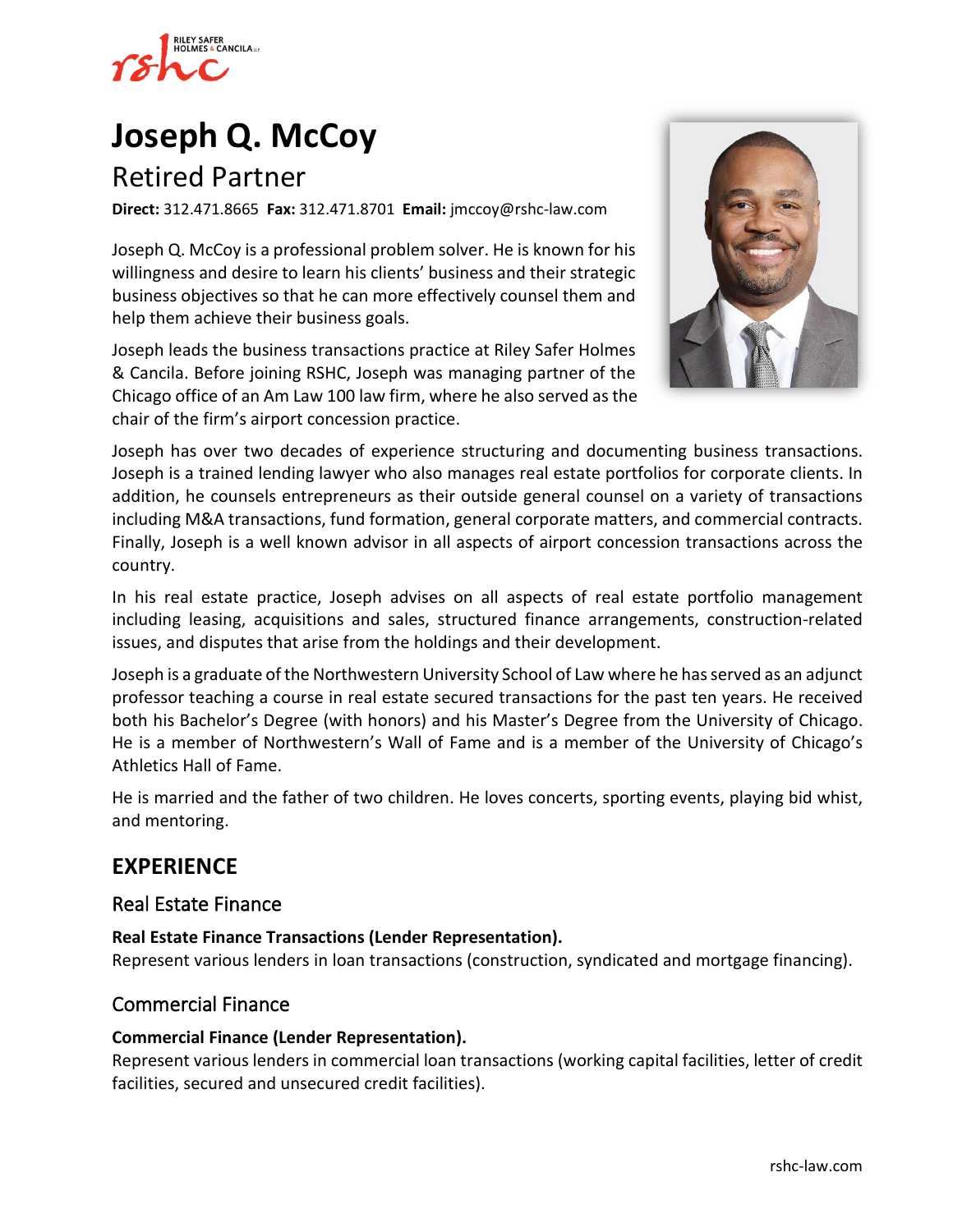# Joseph Q. McCoy

## Retired Partner

**Direct:** 312.471.8665 **Fax:** 312.471.8701 **Email:** jmccoy@rshc-law.com

Joseph Q. McCoy is a professional problem solver. He is known for his willingness and desire to learn his clients' business and their strategic business objectives so that he can more effectively counsel them and help them achieve their business goals.

Joseph leads the business transactions practice at Riley Safer Holmes & Cancila. Before joining RSHC, Joseph was managing partner of the Chicago office of an Am Law 100 law firm, where he also served as the chair of the firm's airport concession practice.

Joseph has over two decades of experience structuring and documenting business transactions. Joseph is a trained lending lawyer who also manages real estate portfolios for corporate clients. In addition, he counsels entrepreneurs as their outside general counsel on a variety of transactions including M&A transactions, fund formation, general corporate matters, and commercial contracts. Finally, Joseph is a well known advisor in all aspects of airport concession transactions across the country.

In his real estate practice, Joseph advises on all aspects of real estate portfolio management including leasing, acquisitions and sales, structured finance arrangements, construction-related issues, and disputes that arise from the holdings and their development.

Joseph is a graduate of the Northwestern University School of Law where he has served as an adjunct professor teaching a course in real estate secured transactions for the past ten years. He received both his Bachelor's Degree (with honors) and his Master's Degree from the University of Chicago. He is a member of Northwestern's Wall of Fame and is a member of the University of Chicago's Athletics Hall of Fame.

He is married and the father of two children. He loves concerts, sporting events, playing bid whist, and mentoring.

## EXPERIENCE

### Real Estate Finance

**Real Estate Finance Transactions (Lender Representation).**
Represent various lenders in loan transactions (construction, syndicated and mortgage financing).

### Commercial Finance

**Commercial Finance (Lender Representation).**
Represent various lenders in commercial loan transactions (working capital facilities, letter of credit facilities, secured and unsecured credit facilities).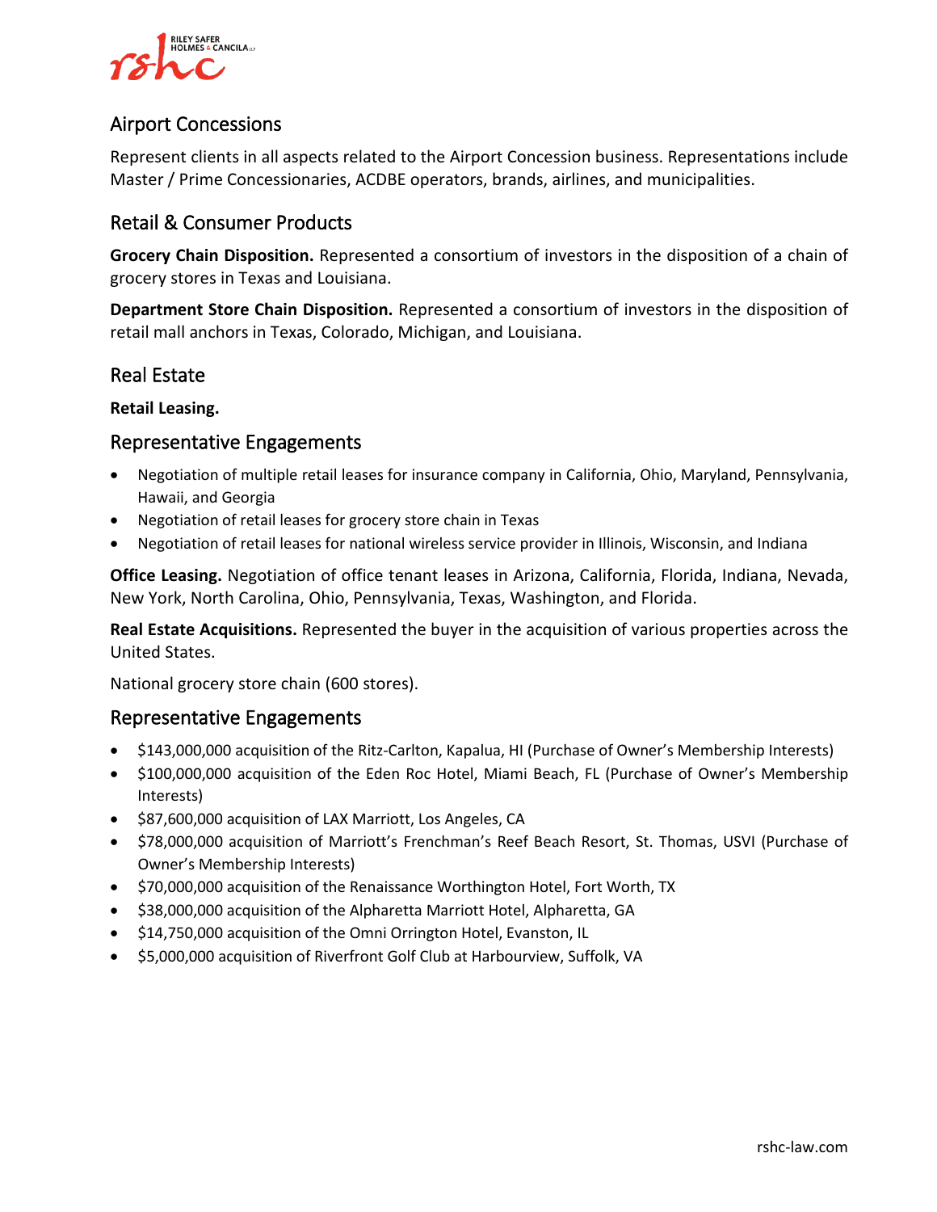## Airport Concessions

Represent clients in all aspects related to the Airport Concession business. Representations include Master / Prime Concessionaries, ACDBE operators, brands, airlines, and municipalities.

## Retail & Consumer Products

**Grocery Chain Disposition.** Represented a consortium of investors in the disposition of a chain of grocery stores in Texas and Louisiana.

**Department Store Chain Disposition.** Represented a consortium of investors in the disposition of retail mall anchors in Texas, Colorado, Michigan, and Louisiana.

## Real Estate

**Retail Leasing.**

## Representative Engagements

- Negotiation of multiple retail leases for insurance company in California, Ohio, Maryland, Pennsylvania, Hawaii, and Georgia
- Negotiation of retail leases for grocery store chain in Texas
- Negotiation of retail leases for national wireless service provider in Illinois, Wisconsin, and Indiana

**Office Leasing.** Negotiation of office tenant leases in Arizona, California, Florida, Indiana, Nevada, New York, North Carolina, Ohio, Pennsylvania, Texas, Washington, and Florida.

**Real Estate Acquisitions.** Represented the buyer in the acquisition of various properties across the United States.

National grocery store chain (600 stores).

## Representative Engagements

- $143,000,000 acquisition of the Ritz-Carlton, Kapalua, HI (Purchase of Owner's Membership Interests)
- $100,000,000 acquisition of the Eden Roc Hotel, Miami Beach, FL (Purchase of Owner's Membership Interests)
- $87,600,000 acquisition of LAX Marriott, Los Angeles, CA
- $78,000,000 acquisition of Marriott's Frenchman's Reef Beach Resort, St. Thomas, USVI (Purchase of Owner's Membership Interests)
- $70,000,000 acquisition of the Renaissance Worthington Hotel, Fort Worth, TX
- $38,000,000 acquisition of the Alpharetta Marriott Hotel, Alpharetta, GA
- $14,750,000 acquisition of the Omni Orrington Hotel, Evanston, IL
- $5,000,000 acquisition of Riverfront Golf Club at Harbourview, Suffolk, VA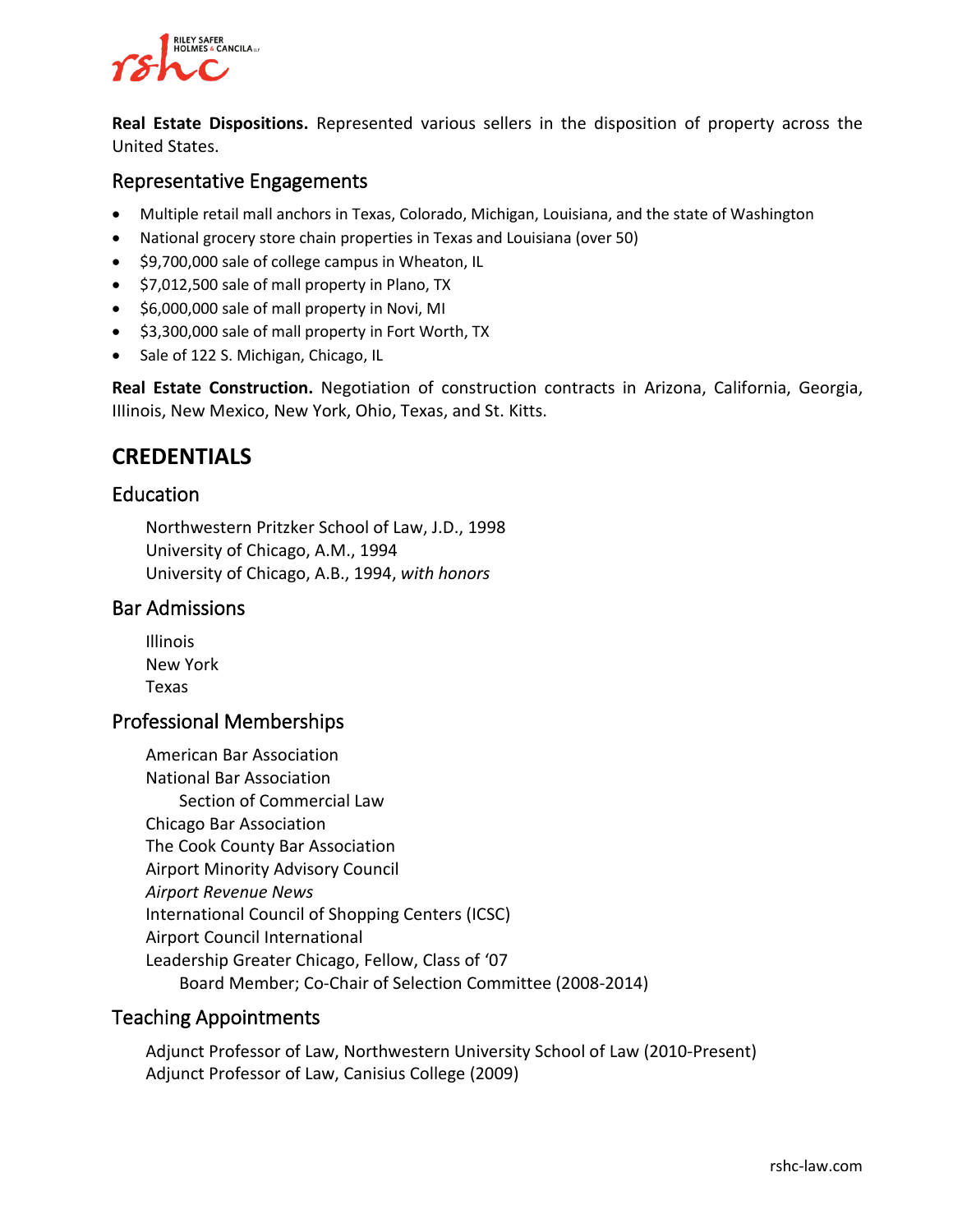**Real Estate Dispositions.** Represented various sellers in the disposition of property across the United States.

### Representative Engagements

- Multiple retail mall anchors in Texas, Colorado, Michigan, Louisiana, and the state of Washington
- National grocery store chain properties in Texas and Louisiana (over 50)
- $9,700,000 sale of college campus in Wheaton, IL
- $7,012,500 sale of mall property in Plano, TX
- $6,000,000 sale of mall property in Novi, MI
- $3,300,000 sale of mall property in Fort Worth, TX
- Sale of 122 S. Michigan, Chicago, IL

**Real Estate Construction.** Negotiation of construction contracts in Arizona, California, Georgia, Illinois, New Mexico, New York, Ohio, Texas, and St. Kitts.

## CREDENTIALS

### Education

Northwestern Pritzker School of Law, J.D., 1998
University of Chicago, A.M., 1994
University of Chicago, A.B., 1994, *with honors*

### Bar Admissions

Illinois
New York
Texas

### Professional Memberships

American Bar Association
National Bar Association
  Section of Commercial Law
Chicago Bar Association
The Cook County Bar Association
Airport Minority Advisory Council
*Airport Revenue News*
International Council of Shopping Centers (ICSC)
Airport Council International
Leadership Greater Chicago, Fellow, Class of '07
  Board Member; Co-Chair of Selection Committee (2008-2014)

### Teaching Appointments

Adjunct Professor of Law, Northwestern University School of Law (2010-Present)
Adjunct Professor of Law, Canisius College (2009)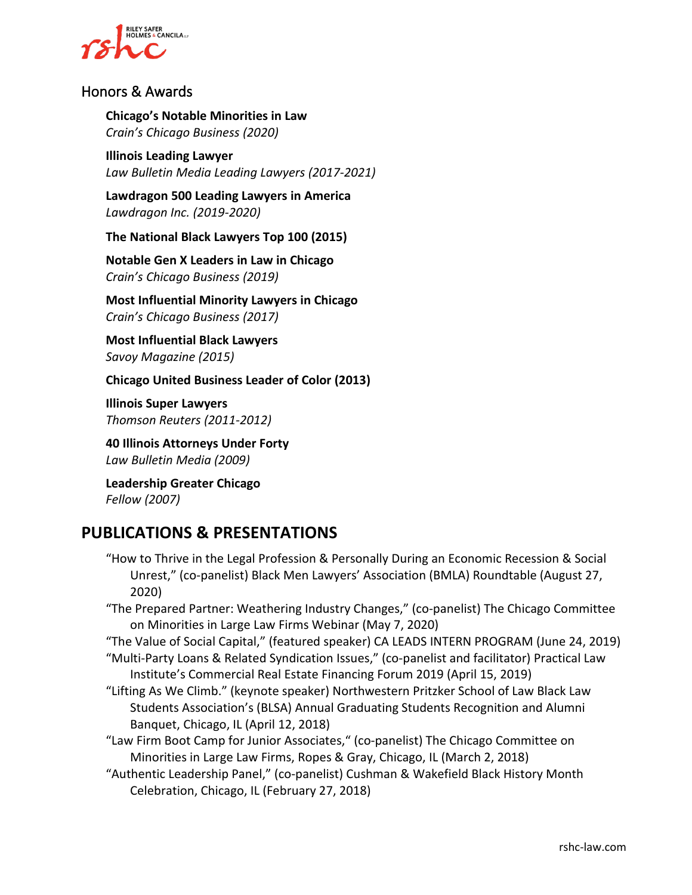## Honors & Awards

**Chicago's Notable Minorities in Law**
*Crain's Chicago Business (2020)*

**Illinois Leading Lawyer**
*Law Bulletin Media Leading Lawyers (2017-2021)*

**Lawdragon 500 Leading Lawyers in America**
*Lawdragon Inc. (2019-2020)*

**The National Black Lawyers Top 100 (2015)**

**Notable Gen X Leaders in Law in Chicago**
*Crain's Chicago Business (2019)*

**Most Influential Minority Lawyers in Chicago**
*Crain's Chicago Business (2017)*

**Most Influential Black Lawyers**
*Savoy Magazine (2015)*

**Chicago United Business Leader of Color (2013)**

**Illinois Super Lawyers**
*Thomson Reuters (2011-2012)*

**40 Illinois Attorneys Under Forty**
*Law Bulletin Media (2009)*

**Leadership Greater Chicago**
*Fellow (2007)*

# PUBLICATIONS & PRESENTATIONS

"How to Thrive in the Legal Profession & Personally During an Economic Recession & Social Unrest," (co-panelist) Black Men Lawyers' Association (BMLA) Roundtable (August 27, 2020)

"The Prepared Partner: Weathering Industry Changes," (co-panelist) The Chicago Committee on Minorities in Large Law Firms Webinar (May 7, 2020)

"The Value of Social Capital," (featured speaker) CA LEADS INTERN PROGRAM (June 24, 2019)

"Multi-Party Loans & Related Syndication Issues," (co-panelist and facilitator) Practical Law Institute's Commercial Real Estate Financing Forum 2019 (April 15, 2019)

"Lifting As We Climb." (keynote speaker) Northwestern Pritzker School of Law Black Law Students Association's (BLSA) Annual Graduating Students Recognition and Alumni Banquet, Chicago, IL (April 12, 2018)

"Law Firm Boot Camp for Junior Associates," (co-panelist) The Chicago Committee on Minorities in Large Law Firms, Ropes & Gray, Chicago, IL (March 2, 2018)

"Authentic Leadership Panel," (co-panelist) Cushman & Wakefield Black History Month Celebration, Chicago, IL (February 27, 2018)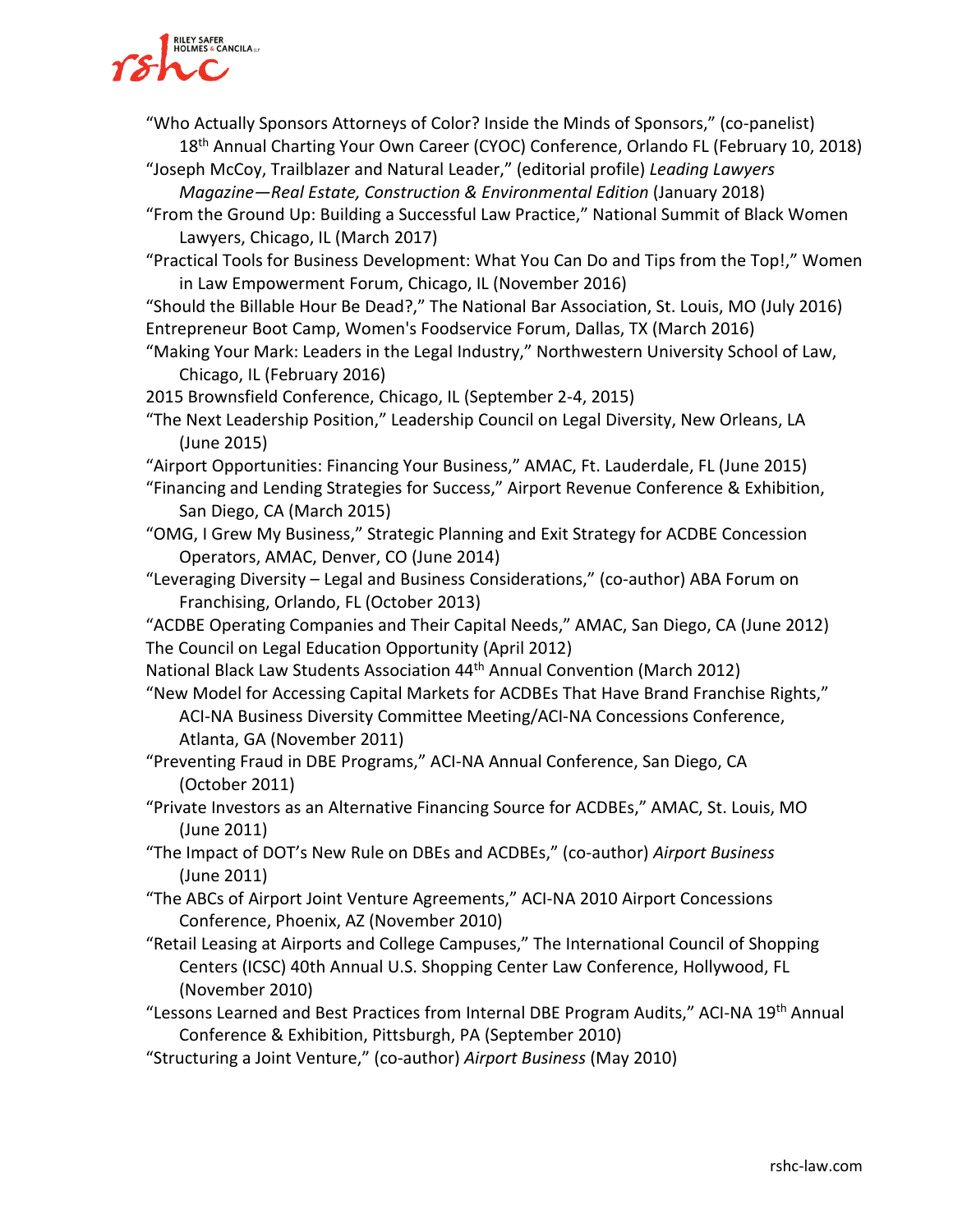"Who Actually Sponsors Attorneys of Color? Inside the Minds of Sponsors," (co-panelist) 18th Annual Charting Your Own Career (CYOC) Conference, Orlando FL (February 10, 2018)

"Joseph McCoy, Trailblazer and Natural Leader," (editorial profile) *Leading Lawyers Magazine—Real Estate, Construction & Environmental Edition* (January 2018)

"From the Ground Up: Building a Successful Law Practice," National Summit of Black Women Lawyers, Chicago, IL (March 2017)

"Practical Tools for Business Development: What You Can Do and Tips from the Top!," Women in Law Empowerment Forum, Chicago, IL (November 2016)

"Should the Billable Hour Be Dead?," The National Bar Association, St. Louis, MO (July 2016)

Entrepreneur Boot Camp, Women's Foodservice Forum, Dallas, TX (March 2016)

"Making Your Mark: Leaders in the Legal Industry," Northwestern University School of Law, Chicago, IL (February 2016)

2015 Brownsfield Conference, Chicago, IL (September 2-4, 2015)

"The Next Leadership Position," Leadership Council on Legal Diversity, New Orleans, LA (June 2015)

"Airport Opportunities: Financing Your Business," AMAC, Ft. Lauderdale, FL (June 2015)

"Financing and Lending Strategies for Success," Airport Revenue Conference & Exhibition, San Diego, CA (March 2015)

"OMG, I Grew My Business," Strategic Planning and Exit Strategy for ACDBE Concession Operators, AMAC, Denver, CO (June 2014)

"Leveraging Diversity – Legal and Business Considerations," (co-author) ABA Forum on Franchising, Orlando, FL (October 2013)

"ACDBE Operating Companies and Their Capital Needs," AMAC, San Diego, CA (June 2012)

The Council on Legal Education Opportunity (April 2012)

National Black Law Students Association 44th Annual Convention (March 2012)

"New Model for Accessing Capital Markets for ACDBEs That Have Brand Franchise Rights," ACI-NA Business Diversity Committee Meeting/ACI-NA Concessions Conference, Atlanta, GA (November 2011)

"Preventing Fraud in DBE Programs," ACI-NA Annual Conference, San Diego, CA (October 2011)

"Private Investors as an Alternative Financing Source for ACDBEs," AMAC, St. Louis, MO (June 2011)

"The Impact of DOT's New Rule on DBEs and ACDBEs," (co-author) *Airport Business* (June 2011)

"The ABCs of Airport Joint Venture Agreements," ACI-NA 2010 Airport Concessions Conference, Phoenix, AZ (November 2010)

"Retail Leasing at Airports and College Campuses," The International Council of Shopping Centers (ICSC) 40th Annual U.S. Shopping Center Law Conference, Hollywood, FL (November 2010)

"Lessons Learned and Best Practices from Internal DBE Program Audits," ACI-NA 19th Annual Conference & Exhibition, Pittsburgh, PA (September 2010)

"Structuring a Joint Venture," (co-author) *Airport Business* (May 2010)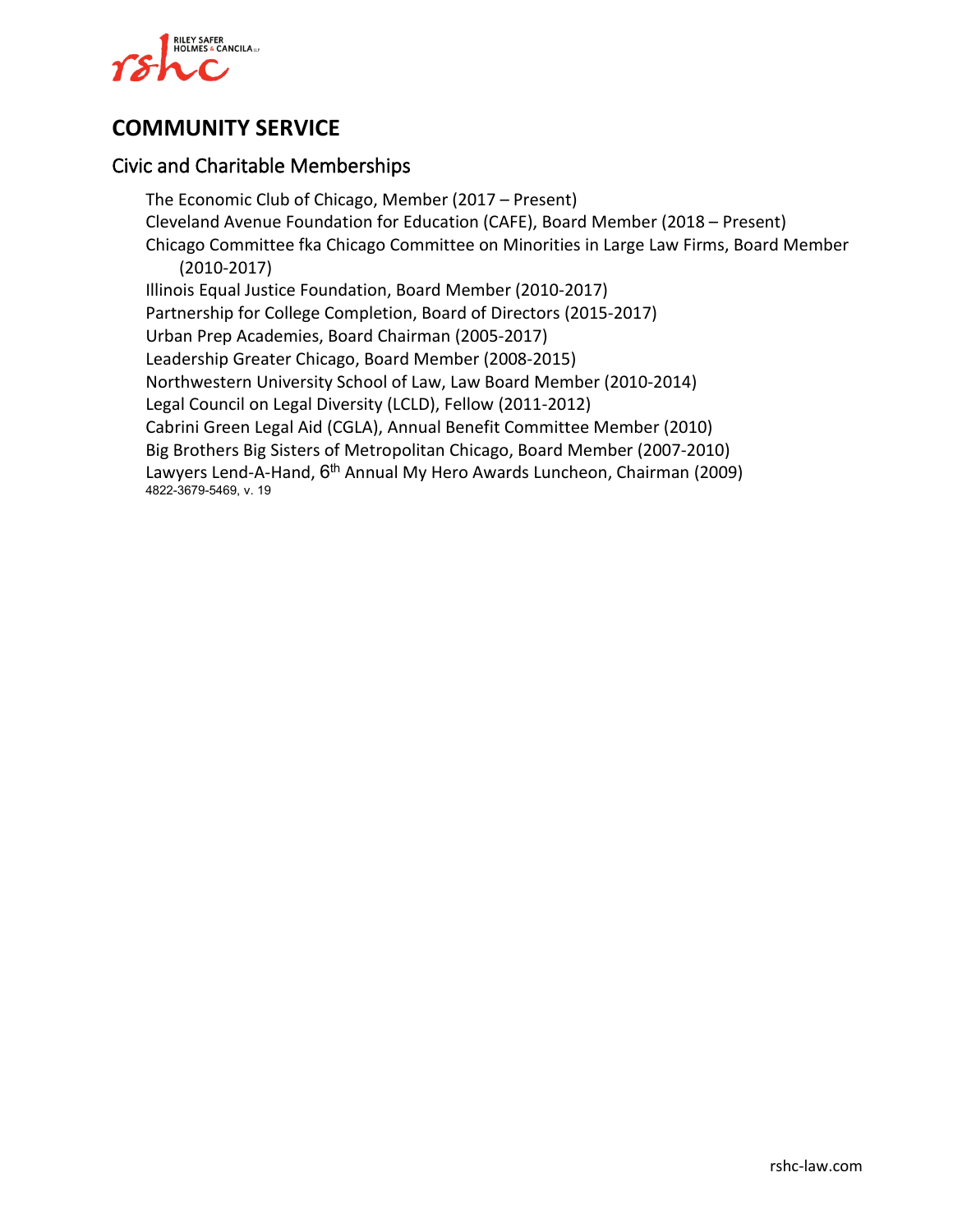## COMMUNITY SERVICE

### Civic and Charitable Memberships

The Economic Club of Chicago, Member (2017 – Present)
Cleveland Avenue Foundation for Education (CAFE), Board Member (2018 – Present)
Chicago Committee fka Chicago Committee on Minorities in Large Law Firms, Board Member (2010-2017)
Illinois Equal Justice Foundation, Board Member (2010-2017)
Partnership for College Completion, Board of Directors (2015-2017)
Urban Prep Academies, Board Chairman (2005-2017)
Leadership Greater Chicago, Board Member (2008-2015)
Northwestern University School of Law, Law Board Member (2010-2014)
Legal Council on Legal Diversity (LCLD), Fellow (2011-2012)
Cabrini Green Legal Aid (CGLA), Annual Benefit Committee Member (2010)
Big Brothers Big Sisters of Metropolitan Chicago, Board Member (2007-2010)
Lawyers Lend-A-Hand, 6th Annual My Hero Awards Luncheon, Chairman (2009)

4822-3679-5469, v. 19